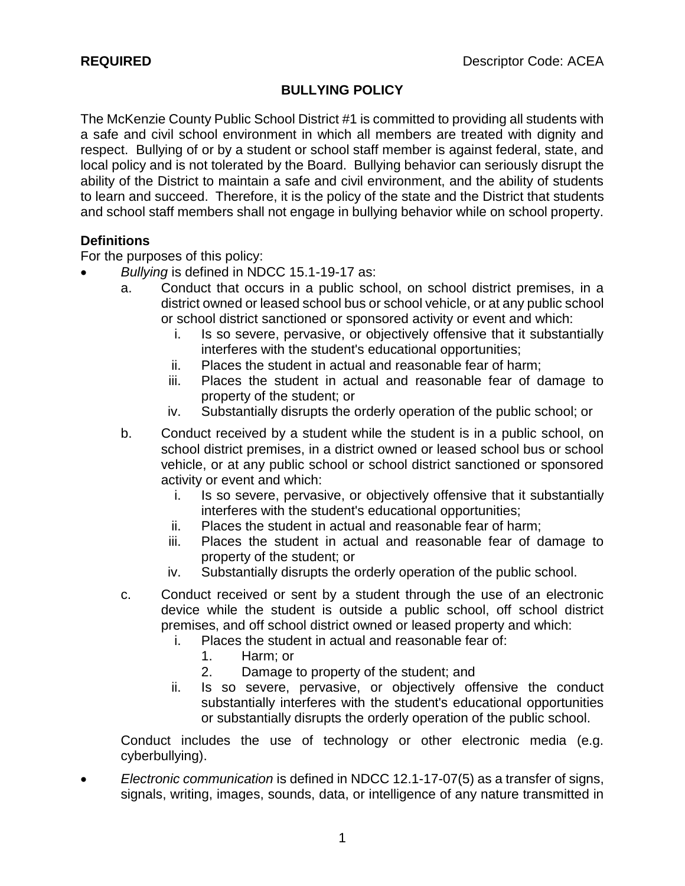**REQUIRED** Descriptor Code: ACEA

# BULLYING POLICY

The McKenzie County Public School District #1 is committed to providing all students with a safe and civil school environment in which all members are treated with dignity and respect. Bullying of or by a student or school staff member is against federal, state, and local policy and is not tolerated by the Board. Bullying behavior can seriously disrupt the ability of the District to maintain a safe and civil environment, and the ability of students to learn and succeed. Therefore, it is the policy of the state and the District that students and school staff members shall not engage in bullying behavior while on school property.

## Definitions

For the purposes of this policy:

- *Bullying* is defined in NDCC 15.1-19-17 as:
  a. Conduct that occurs in a public school, on school district premises, in a district owned or leased school bus or school vehicle, or at any public school or school district sanctioned or sponsored activity or event and which:
     i. Is so severe, pervasive, or objectively offensive that it substantially interferes with the student's educational opportunities;
     ii. Places the student in actual and reasonable fear of harm;
     iii. Places the student in actual and reasonable fear of damage to property of the student; or
     iv. Substantially disrupts the orderly operation of the public school; or
  b. Conduct received by a student while the student is in a public school, on school district premises, in a district owned or leased school bus or school vehicle, or at any public school or school district sanctioned or sponsored activity or event and which:
     i. Is so severe, pervasive, or objectively offensive that it substantially interferes with the student's educational opportunities;
     ii. Places the student in actual and reasonable fear of harm;
     iii. Places the student in actual and reasonable fear of damage to property of the student; or
     iv. Substantially disrupts the orderly operation of the public school.
  c. Conduct received or sent by a student through the use of an electronic device while the student is outside a public school, off school district premises, and off school district owned or leased property and which:
     i. Places the student in actual and reasonable fear of:
        1. Harm; or
        2. Damage to property of the student; and
     ii. Is so severe, pervasive, or objectively offensive the conduct substantially interferes with the student's educational opportunities or substantially disrupts the orderly operation of the public school.

  Conduct includes the use of technology or other electronic media (e.g. cyberbullying).

- *Electronic communication* is defined in NDCC 12.1-17-07(5) as a transfer of signs, signals, writing, images, sounds, data, or intelligence of any nature transmitted in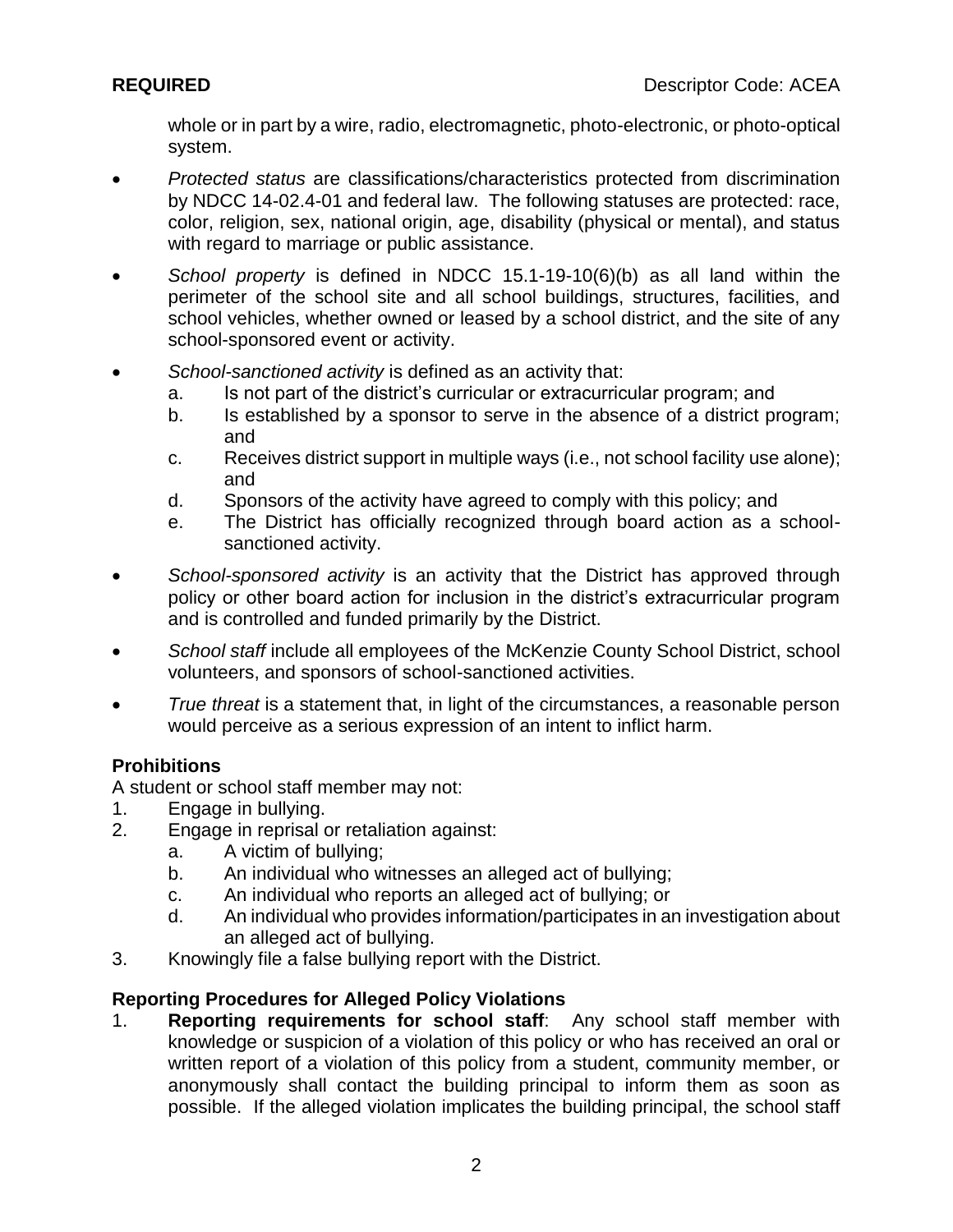whole or in part by a wire, radio, electromagnetic, photo-electronic, or photo-optical system.

- *Protected status* are classifications/characteristics protected from discrimination by NDCC 14-02.4-01 and federal law. The following statuses are protected: race, color, religion, sex, national origin, age, disability (physical or mental), and status with regard to marriage or public assistance.
- *School property* is defined in NDCC 15.1-19-10(6)(b) as all land within the perimeter of the school site and all school buildings, structures, facilities, and school vehicles, whether owned or leased by a school district, and the site of any school-sponsored event or activity.
- *School-sanctioned activity* is defined as an activity that:
  a. Is not part of the district's curricular or extracurricular program; and
  b. Is established by a sponsor to serve in the absence of a district program; and
  c. Receives district support in multiple ways (i.e., not school facility use alone); and
  d. Sponsors of the activity have agreed to comply with this policy; and
  e. The District has officially recognized through board action as a school-sanctioned activity.
- *School-sponsored activity* is an activity that the District has approved through policy or other board action for inclusion in the district's extracurricular program and is controlled and funded primarily by the District.
- *School staff* include all employees of the McKenzie County School District, school volunteers, and sponsors of school-sanctioned activities.
- *True threat* is a statement that, in light of the circumstances, a reasonable person would perceive as a serious expression of an intent to inflict harm.

## Prohibitions

A student or school staff member may not:

1. Engage in bullying.
2. Engage in reprisal or retaliation against:
   a. A victim of bullying;
   b. An individual who witnesses an alleged act of bullying;
   c. An individual who reports an alleged act of bullying; or
   d. An individual who provides information/participates in an investigation about an alleged act of bullying.
3. Knowingly file a false bullying report with the District.

## Reporting Procedures for Alleged Policy Violations

1. **Reporting requirements for school staff**: Any school staff member with knowledge or suspicion of a violation of this policy or who has received an oral or written report of a violation of this policy from a student, community member, or anonymously shall contact the building principal to inform them as soon as possible. If the alleged violation implicates the building principal, the school staff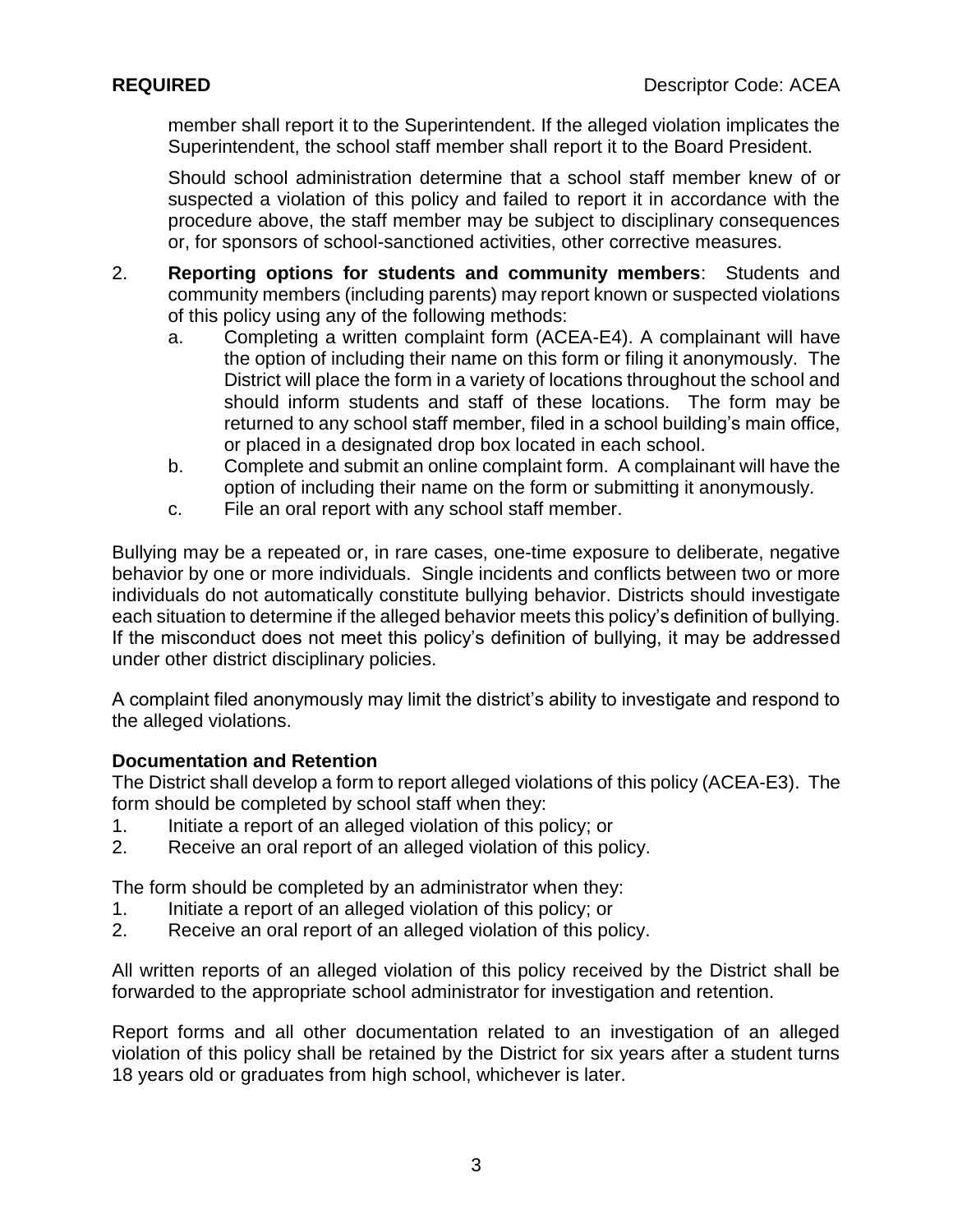member shall report it to the Superintendent. If the alleged violation implicates the Superintendent, the school staff member shall report it to the Board President.

Should school administration determine that a school staff member knew of or suspected a violation of this policy and failed to report it in accordance with the procedure above, the staff member may be subject to disciplinary consequences or, for sponsors of school-sanctioned activities, other corrective measures.

2. **Reporting options for students and community members**: Students and community members (including parents) may report known or suspected violations of this policy using any of the following methods:
   a. Completing a written complaint form (ACEA-E4). A complainant will have the option of including their name on this form or filing it anonymously. The District will place the form in a variety of locations throughout the school and should inform students and staff of these locations. The form may be returned to any school staff member, filed in a school building's main office, or placed in a designated drop box located in each school.
   b. Complete and submit an online complaint form. A complainant will have the option of including their name on the form or submitting it anonymously.
   c. File an oral report with any school staff member.

Bullying may be a repeated or, in rare cases, one-time exposure to deliberate, negative behavior by one or more individuals. Single incidents and conflicts between two or more individuals do not automatically constitute bullying behavior. Districts should investigate each situation to determine if the alleged behavior meets this policy's definition of bullying. If the misconduct does not meet this policy's definition of bullying, it may be addressed under other district disciplinary policies.

A complaint filed anonymously may limit the district's ability to investigate and respond to the alleged violations.

**Documentation and Retention**

The District shall develop a form to report alleged violations of this policy (ACEA-E3). The form should be completed by school staff when they:

1. Initiate a report of an alleged violation of this policy; or
2. Receive an oral report of an alleged violation of this policy.

The form should be completed by an administrator when they:

1. Initiate a report of an alleged violation of this policy; or
2. Receive an oral report of an alleged violation of this policy.

All written reports of an alleged violation of this policy received by the District shall be forwarded to the appropriate school administrator for investigation and retention.

Report forms and all other documentation related to an investigation of an alleged violation of this policy shall be retained by the District for six years after a student turns 18 years old or graduates from high school, whichever is later.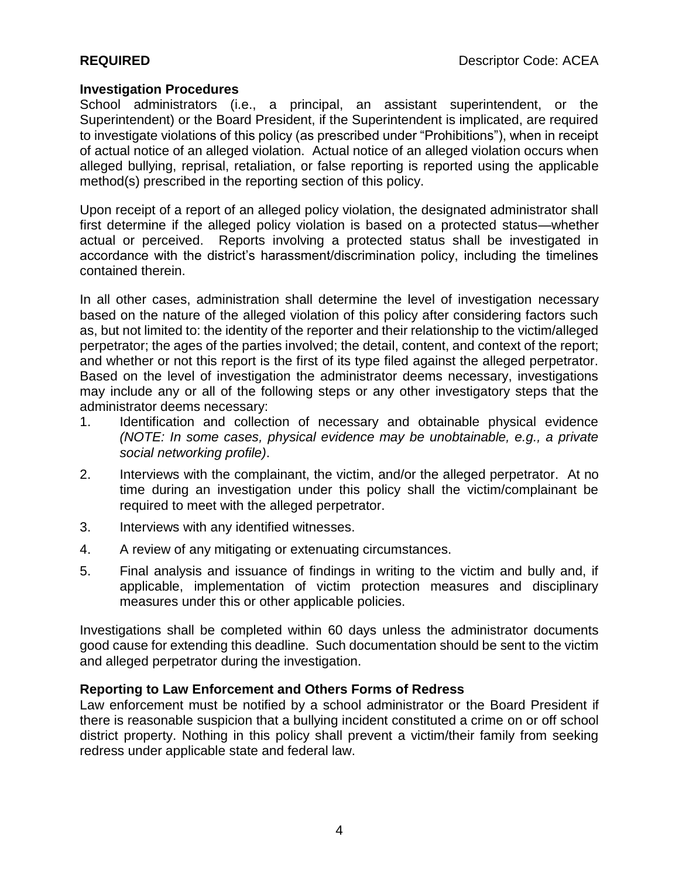**REQUIRED** Descriptor Code: ACEA

**Investigation Procedures**

School administrators (i.e., a principal, an assistant superintendent, or the Superintendent) or the Board President, if the Superintendent is implicated, are required to investigate violations of this policy (as prescribed under "Prohibitions"), when in receipt of actual notice of an alleged violation. Actual notice of an alleged violation occurs when alleged bullying, reprisal, retaliation, or false reporting is reported using the applicable method(s) prescribed in the reporting section of this policy.

Upon receipt of a report of an alleged policy violation, the designated administrator shall first determine if the alleged policy violation is based on a protected status—whether actual or perceived. Reports involving a protected status shall be investigated in accordance with the district's harassment/discrimination policy, including the timelines contained therein.

In all other cases, administration shall determine the level of investigation necessary based on the nature of the alleged violation of this policy after considering factors such as, but not limited to: the identity of the reporter and their relationship to the victim/alleged perpetrator; the ages of the parties involved; the detail, content, and context of the report; and whether or not this report is the first of its type filed against the alleged perpetrator. Based on the level of investigation the administrator deems necessary, investigations may include any or all of the following steps or any other investigatory steps that the administrator deems necessary:

1. Identification and collection of necessary and obtainable physical evidence *(NOTE: In some cases, physical evidence may be unobtainable, e.g., a private social networking profile)*.
2. Interviews with the complainant, the victim, and/or the alleged perpetrator. At no time during an investigation under this policy shall the victim/complainant be required to meet with the alleged perpetrator.
3. Interviews with any identified witnesses.
4. A review of any mitigating or extenuating circumstances.
5. Final analysis and issuance of findings in writing to the victim and bully and, if applicable, implementation of victim protection measures and disciplinary measures under this or other applicable policies.

Investigations shall be completed within 60 days unless the administrator documents good cause for extending this deadline. Such documentation should be sent to the victim and alleged perpetrator during the investigation.

**Reporting to Law Enforcement and Others Forms of Redress**

Law enforcement must be notified by a school administrator or the Board President if there is reasonable suspicion that a bullying incident constituted a crime on or off school district property. Nothing in this policy shall prevent a victim/their family from seeking redress under applicable state and federal law.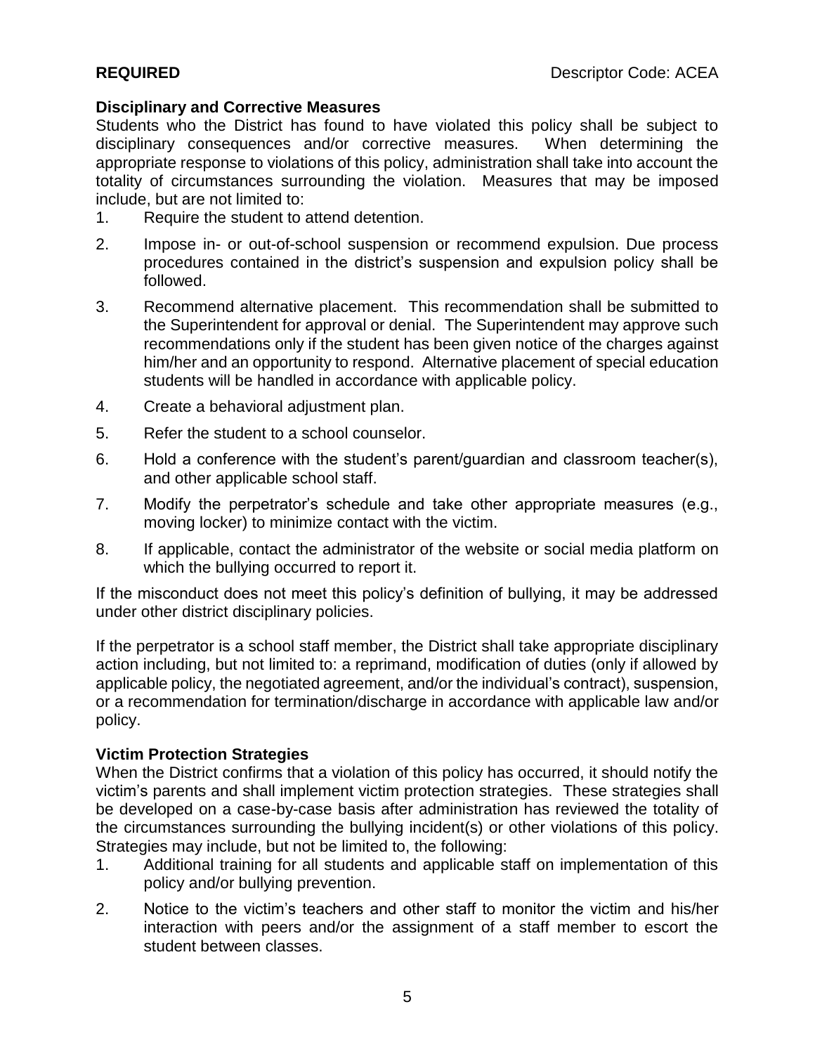**Disciplinary and Corrective Measures**

Students who the District has found to have violated this policy shall be subject to disciplinary consequences and/or corrective measures. When determining the appropriate response to violations of this policy, administration shall take into account the totality of circumstances surrounding the violation. Measures that may be imposed include, but are not limited to:

1. Require the student to attend detention.
2. Impose in- or out-of-school suspension or recommend expulsion. Due process procedures contained in the district's suspension and expulsion policy shall be followed.
3. Recommend alternative placement. This recommendation shall be submitted to the Superintendent for approval or denial. The Superintendent may approve such recommendations only if the student has been given notice of the charges against him/her and an opportunity to respond. Alternative placement of special education students will be handled in accordance with applicable policy.
4. Create a behavioral adjustment plan.
5. Refer the student to a school counselor.
6. Hold a conference with the student's parent/guardian and classroom teacher(s), and other applicable school staff.
7. Modify the perpetrator's schedule and take other appropriate measures (e.g., moving locker) to minimize contact with the victim.
8. If applicable, contact the administrator of the website or social media platform on which the bullying occurred to report it.

If the misconduct does not meet this policy's definition of bullying, it may be addressed under other district disciplinary policies.

If the perpetrator is a school staff member, the District shall take appropriate disciplinary action including, but not limited to: a reprimand, modification of duties (only if allowed by applicable policy, the negotiated agreement, and/or the individual's contract), suspension, or a recommendation for termination/discharge in accordance with applicable law and/or policy.

**Victim Protection Strategies**

When the District confirms that a violation of this policy has occurred, it should notify the victim's parents and shall implement victim protection strategies. These strategies shall be developed on a case-by-case basis after administration has reviewed the totality of the circumstances surrounding the bullying incident(s) or other violations of this policy. Strategies may include, but not be limited to, the following:

1. Additional training for all students and applicable staff on implementation of this policy and/or bullying prevention.
2. Notice to the victim's teachers and other staff to monitor the victim and his/her interaction with peers and/or the assignment of a staff member to escort the student between classes.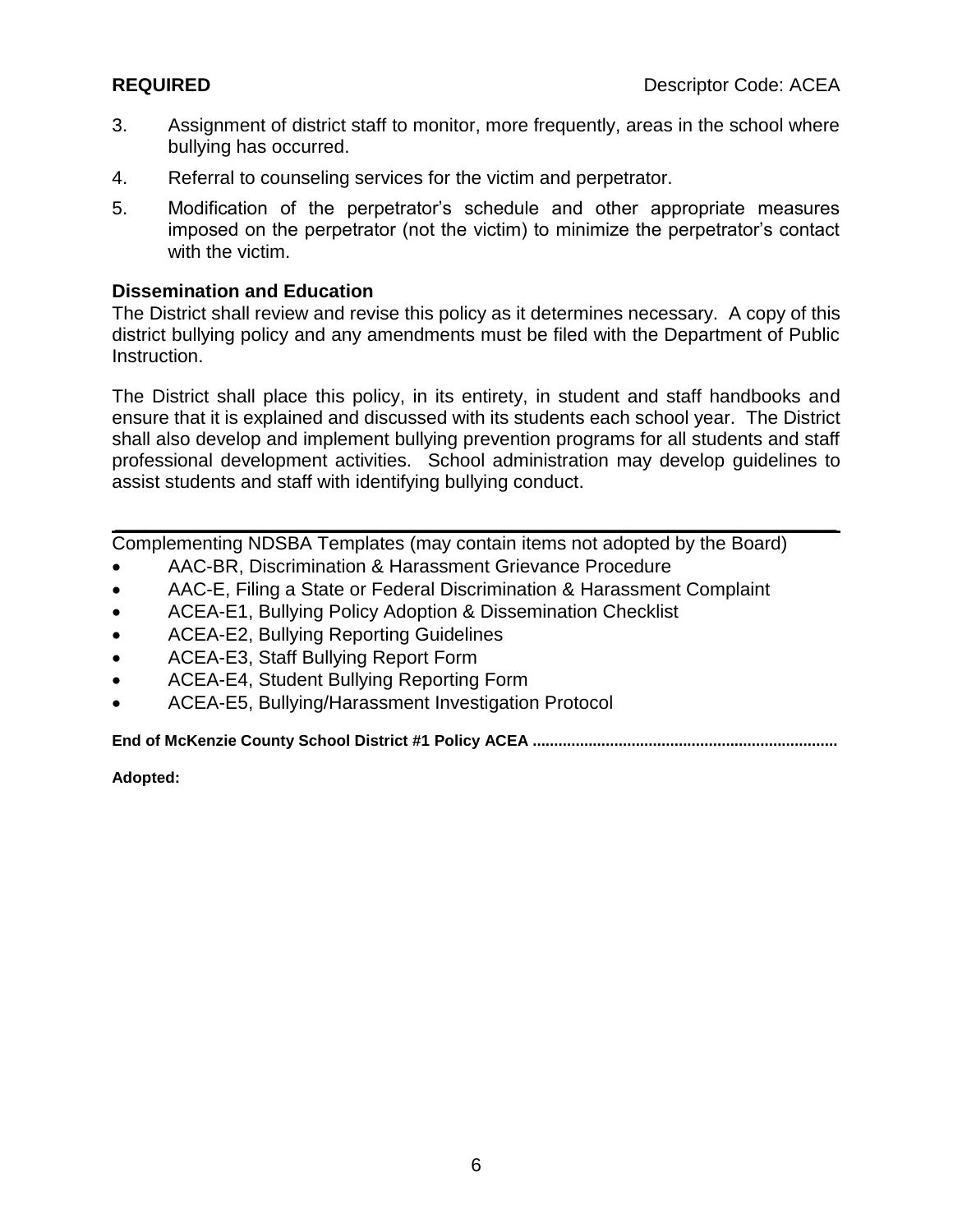3. Assignment of district staff to monitor, more frequently, areas in the school where bullying has occurred.
4. Referral to counseling services for the victim and perpetrator.
5. Modification of the perpetrator's schedule and other appropriate measures imposed on the perpetrator (not the victim) to minimize the perpetrator's contact with the victim.

**Dissemination and Education**

The District shall review and revise this policy as it determines necessary. A copy of this district bullying policy and any amendments must be filed with the Department of Public Instruction.

The District shall place this policy, in its entirety, in student and staff handbooks and ensure that it is explained and discussed with its students each school year. The District shall also develop and implement bullying prevention programs for all students and staff professional development activities. School administration may develop guidelines to assist students and staff with identifying bullying conduct.

---

Complementing NDSBA Templates (may contain items not adopted by the Board)

- AAC-BR, Discrimination & Harassment Grievance Procedure
- AAC-E, Filing a State or Federal Discrimination & Harassment Complaint
- ACEA-E1, Bullying Policy Adoption & Dissemination Checklist
- ACEA-E2, Bullying Reporting Guidelines
- ACEA-E3, Staff Bullying Report Form
- ACEA-E4, Student Bullying Reporting Form
- ACEA-E5, Bullying/Harassment Investigation Protocol

**End of McKenzie County School District #1 Policy ACEA ......................................................................**

**Adopted:**